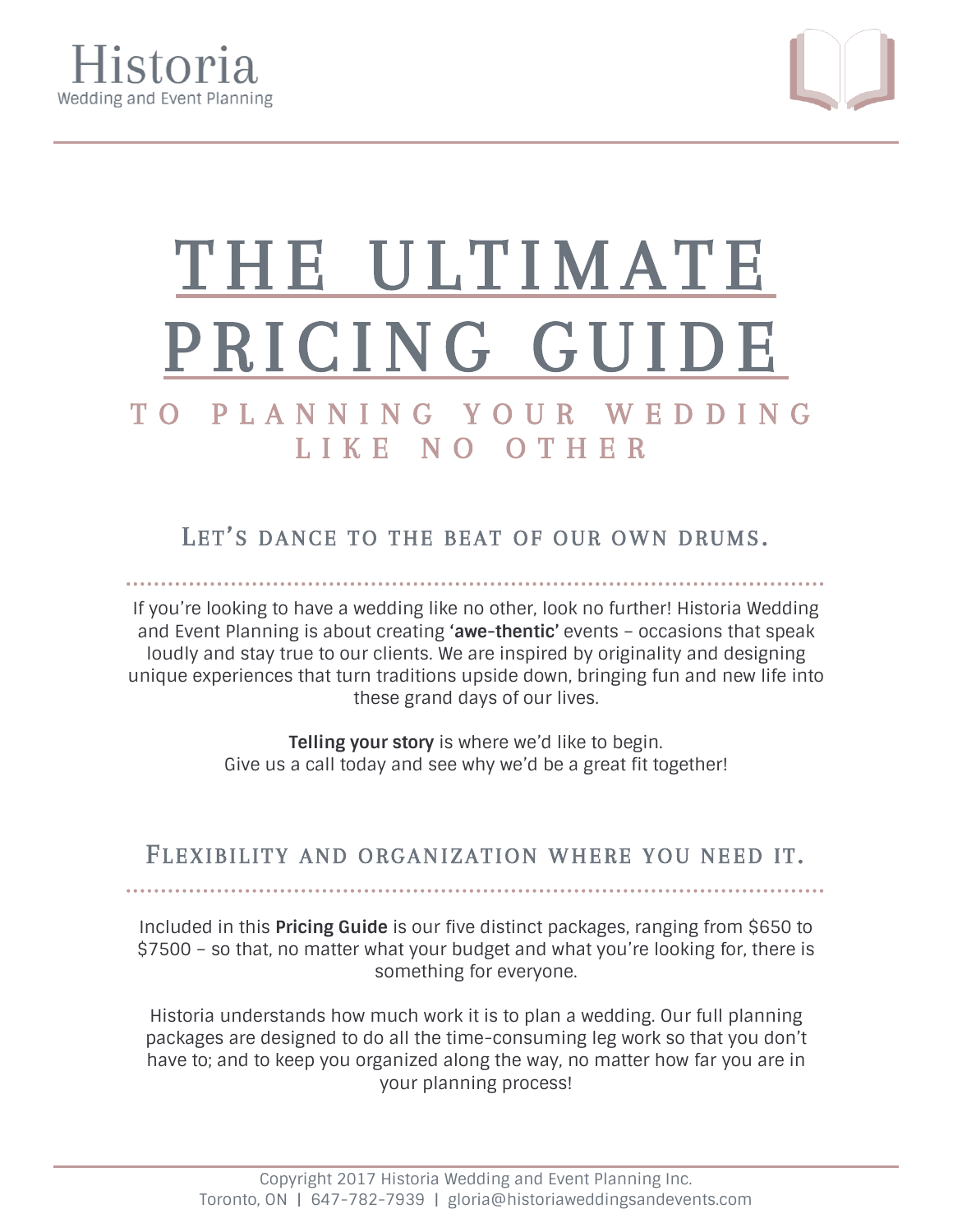# Historia

Wedding and Event Planning

# THE ULTIMATE PRICING GUIDE

## TO PLANNING YOUR WEDDING LIKE NO OTHER

### Let's dance to the beat of our own drums.

If you're looking to have a wedding like no other, look no further! Historia Wedding and Event Planning is about creating **'awe-thentic'** events – occasions that speak loudly and stay true to our clients. We are inspired by originality and designing unique experiences that turn traditions upside down, bringing fun and new life into these grand days of our lives.

**Telling your story** is where we'd like to begin.
Give us a call today and see why we'd be a great fit together!

### Flexibility and organization where you need it.

Included in this **Pricing Guide** is our five distinct packages, ranging from $650 to $7500 – so that, no matter what your budget and what you're looking for, there is something for everyone.

Historia understands how much work it is to plan a wedding. Our full planning packages are designed to do all the time-consuming leg work so that you don't have to; and to keep you organized along the way, no matter how far you are in your planning process!

Copyright 2017 Historia Wedding and Event Planning Inc.
Toronto, ON | 647-782-7939 | gloria@historiaweddingsandevents.com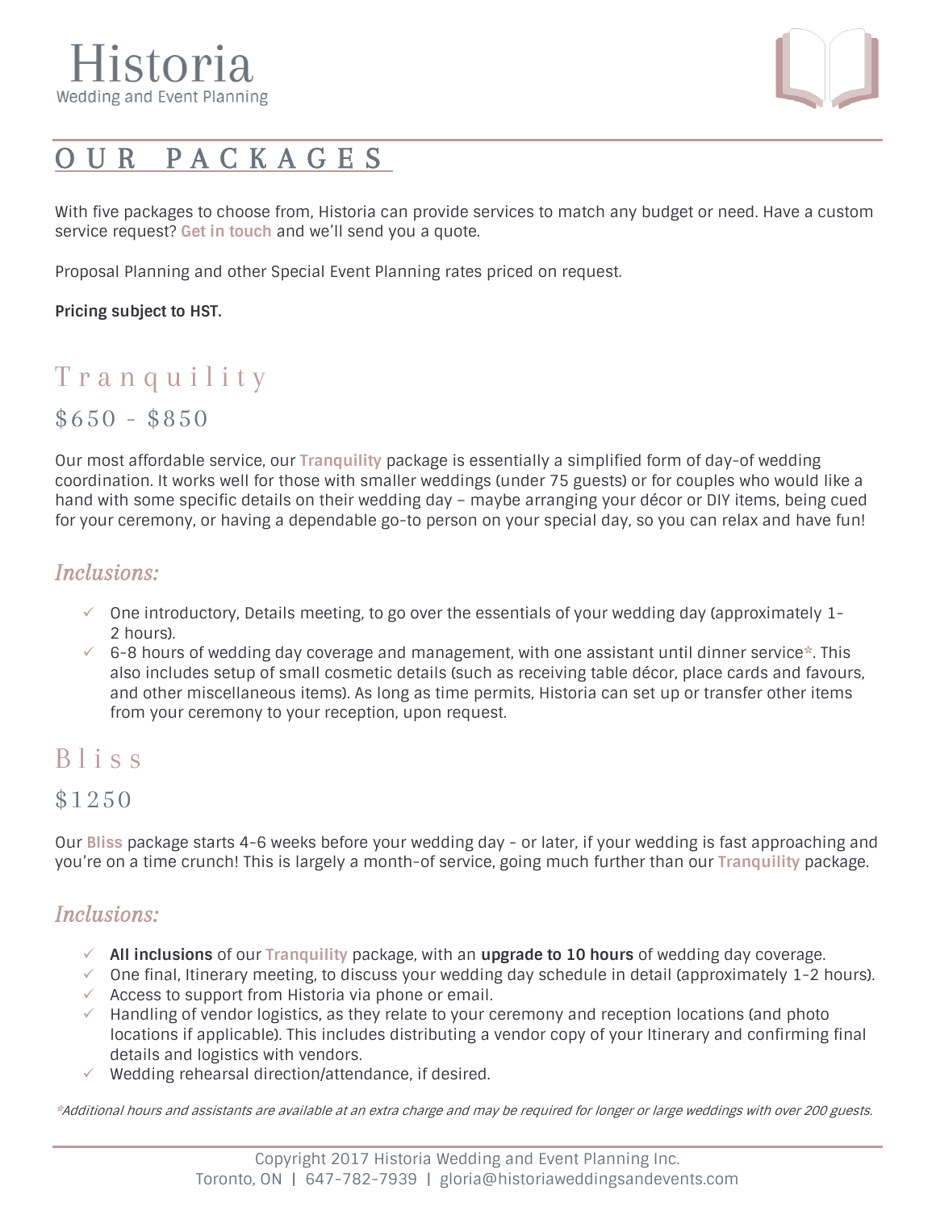# Historia

Wedding and Event Planning

## OUR PACKAGES

With five packages to choose from, Historia can provide services to match any budget or need. Have a custom service request? **Get in touch** and we'll send you a quote.

Proposal Planning and other Special Event Planning rates priced on request.

**Pricing subject to HST.**

## Tranquility

### $650 - $850

Our most affordable service, our **Tranquility** package is essentially a simplified form of day-of wedding coordination. It works well for those with smaller weddings (under 75 guests) or for couples who would like a hand with some specific details on their wedding day – maybe arranging your décor or DIY items, being cued for your ceremony, or having a dependable go-to person on your special day, so you can relax and have fun!

### *Inclusions:*

- ✓ One introductory, Details meeting, to go over the essentials of your wedding day (approximately 1-2 hours).
- ✓ 6-8 hours of wedding day coverage and management, with one assistant until dinner service*. This also includes setup of small cosmetic details (such as receiving table décor, place cards and favours, and other miscellaneous items). As long as time permits, Historia can set up or transfer other items from your ceremony to your reception, upon request.

## Bliss

### $1250

Our **Bliss** package starts 4-6 weeks before your wedding day - or later, if your wedding is fast approaching and you're on a time crunch! This is largely a month-of service, going much further than our **Tranquility** package.

### *Inclusions:*

- ✓ **All inclusions** of our **Tranquility** package, with an **upgrade to 10 hours** of wedding day coverage.
- ✓ One final, Itinerary meeting, to discuss your wedding day schedule in detail (approximately 1-2 hours).
- ✓ Access to support from Historia via phone or email.
- ✓ Handling of vendor logistics, as they relate to your ceremony and reception locations (and photo locations if applicable). This includes distributing a vendor copy of your Itinerary and confirming final details and logistics with vendors.
- ✓ Wedding rehearsal direction/attendance, if desired.

*\*Additional hours and assistants are available at an extra charge and may be required for longer or large weddings with over 200 guests.*

Copyright 2017 Historia Wedding and Event Planning Inc.
Toronto, ON | 647-782-7939 | gloria@historiaweddingsandevents.com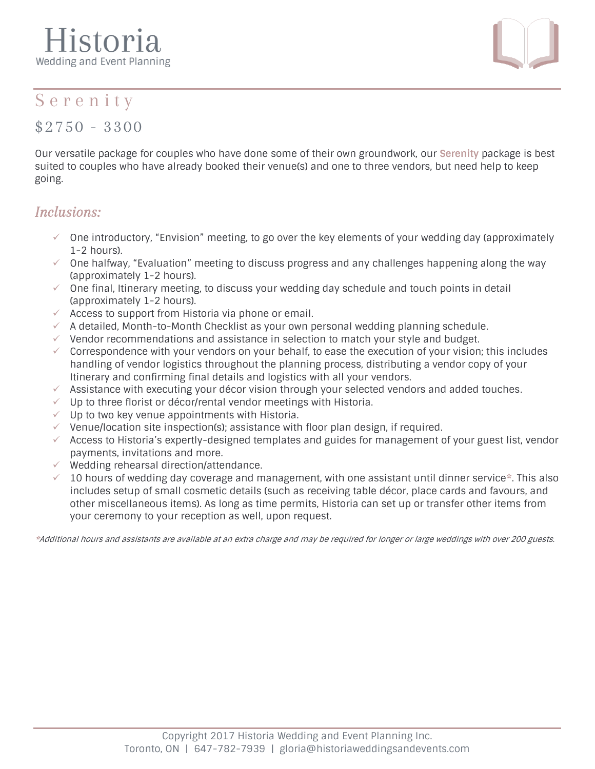# Historia
Wedding and Event Planning

## Serenity

### $2750 - 3300

Our versatile package for couples who have done some of their own groundwork, our **Serenity** package is best suited to couples who have already booked their venue(s) and one to three vendors, but need help to keep going.

### *Inclusions:*

- ✓ One introductory, “Envision” meeting, to go over the key elements of your wedding day (approximately 1-2 hours).
- ✓ One halfway, “Evaluation” meeting to discuss progress and any challenges happening along the way (approximately 1-2 hours).
- ✓ One final, Itinerary meeting, to discuss your wedding day schedule and touch points in detail (approximately 1-2 hours).
- ✓ Access to support from Historia via phone or email.
- ✓ A detailed, Month-to-Month Checklist as your own personal wedding planning schedule.
- ✓ Vendor recommendations and assistance in selection to match your style and budget.
- ✓ Correspondence with your vendors on your behalf, to ease the execution of your vision; this includes handling of vendor logistics throughout the planning process, distributing a vendor copy of your Itinerary and confirming final details and logistics with all your vendors.
- ✓ Assistance with executing your décor vision through your selected vendors and added touches.
- ✓ Up to three florist or décor/rental vendor meetings with Historia.
- ✓ Up to two key venue appointments with Historia.
- ✓ Venue/location site inspection(s); assistance with floor plan design, if required.
- ✓ Access to Historia’s expertly-designed templates and guides for management of your guest list, vendor payments, invitations and more.
- ✓ Wedding rehearsal direction/attendance.
- ✓ 10 hours of wedding day coverage and management, with one assistant until dinner service*. This also includes setup of small cosmetic details (such as receiving table décor, place cards and favours, and other miscellaneous items). As long as time permits, Historia can set up or transfer other items from your ceremony to your reception as well, upon request.

*\*Additional hours and assistants are available at an extra charge and may be required for longer or large weddings with over 200 guests.*

Copyright 2017 Historia Wedding and Event Planning Inc.
Toronto, ON | 647-782-7939 | gloria@historiaweddingsandevents.com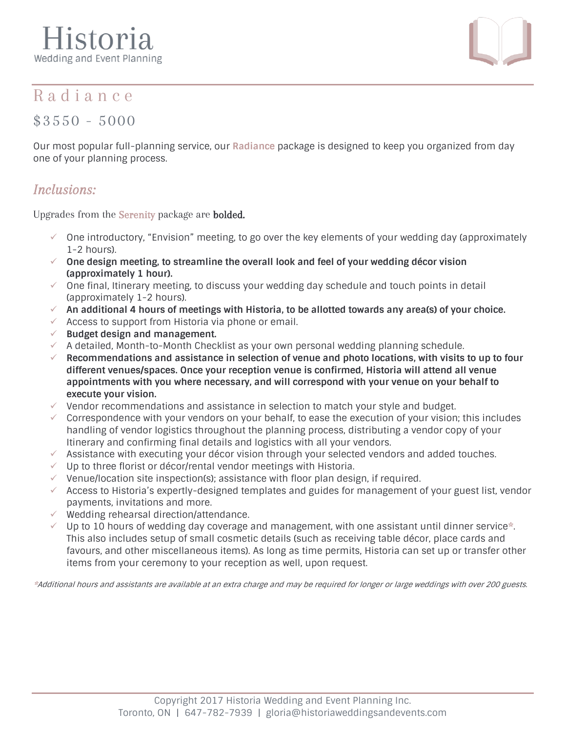# Historia

Wedding and Event Planning

## Radiance

## $3550 - 5000

Our most popular full-planning service, our **Radiance** package is designed to keep you organized from day one of your planning process.

### *Inclusions:*

Upgrades from the Serenity package are **bolded.**

- ✓ One introductory, "Envision" meeting, to go over the key elements of your wedding day (approximately 1-2 hours).
- ✓ **One design meeting, to streamline the overall look and feel of your wedding décor vision (approximately 1 hour).**
- ✓ One final, Itinerary meeting, to discuss your wedding day schedule and touch points in detail (approximately 1-2 hours).
- ✓ **An additional 4 hours of meetings with Historia, to be allotted towards any area(s) of your choice.**
- ✓ Access to support from Historia via phone or email.
- ✓ **Budget design and management.**
- ✓ A detailed, Month-to-Month Checklist as your own personal wedding planning schedule.
- ✓ **Recommendations and assistance in selection of venue and photo locations, with visits to up to four different venues/spaces. Once your reception venue is confirmed, Historia will attend all venue appointments with you where necessary, and will correspond with your venue on your behalf to execute your vision.**
- ✓ Vendor recommendations and assistance in selection to match your style and budget.
- ✓ Correspondence with your vendors on your behalf, to ease the execution of your vision; this includes handling of vendor logistics throughout the planning process, distributing a vendor copy of your Itinerary and confirming final details and logistics with all your vendors.
- ✓ Assistance with executing your décor vision through your selected vendors and added touches.
- ✓ Up to three florist or décor/rental vendor meetings with Historia.
- ✓ Venue/location site inspection(s); assistance with floor plan design, if required.
- ✓ Access to Historia's expertly-designed templates and guides for management of your guest list, vendor payments, invitations and more.
- ✓ Wedding rehearsal direction/attendance.
- ✓ Up to 10 hours of wedding day coverage and management, with one assistant until dinner service*. This also includes setup of small cosmetic details (such as receiving table décor, place cards and favours, and other miscellaneous items). As long as time permits, Historia can set up or transfer other items from your ceremony to your reception as well, upon request.

*\*Additional hours and assistants are available at an extra charge and may be required for longer or large weddings with over 200 guests.*

Copyright 2017 Historia Wedding and Event Planning Inc.
Toronto, ON | 647-782-7939 | gloria@historiaweddingsandevents.com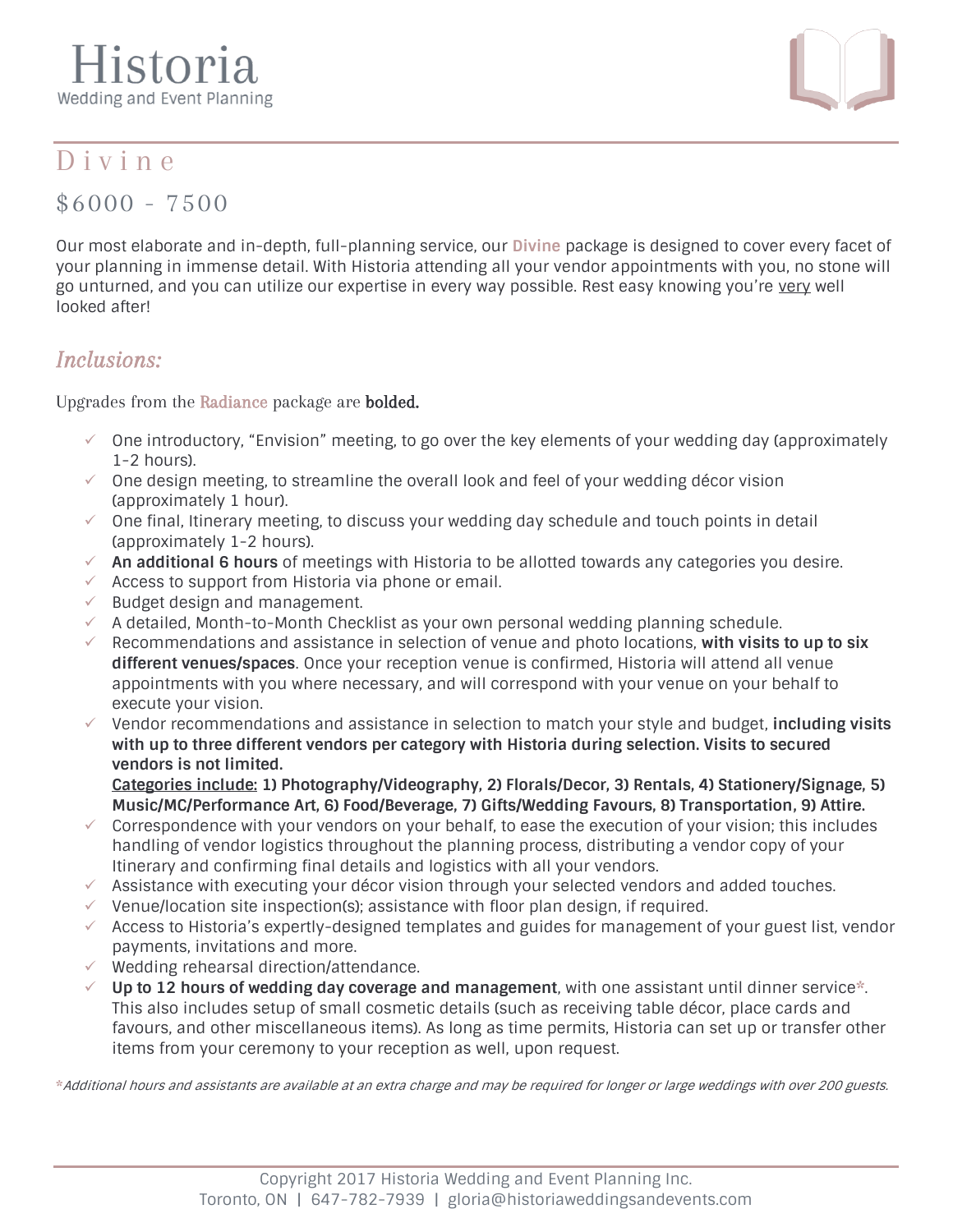# Historia

Wedding and Event Planning

## Divine

## $6000 - 7500

Our most elaborate and in-depth, full-planning service, our **Divine** package is designed to cover every facet of your planning in immense detail. With Historia attending all your vendor appointments with you, no stone will go unturned, and you can utilize our expertise in every way possible. Rest easy knowing you're very well looked after!

### *Inclusions:*

Upgrades from the Radiance package are **bolded.**

- ✓ One introductory, "Envision" meeting, to go over the key elements of your wedding day (approximately 1-2 hours).
- ✓ One design meeting, to streamline the overall look and feel of your wedding décor vision (approximately 1 hour).
- ✓ One final, Itinerary meeting, to discuss your wedding day schedule and touch points in detail (approximately 1-2 hours).
- ✓ **An additional 6 hours** of meetings with Historia to be allotted towards any categories you desire.
- ✓ Access to support from Historia via phone or email.
- ✓ Budget design and management.
- ✓ A detailed, Month-to-Month Checklist as your own personal wedding planning schedule.
- ✓ Recommendations and assistance in selection of venue and photo locations, **with visits to up to six different venues/spaces**. Once your reception venue is confirmed, Historia will attend all venue appointments with you where necessary, and will correspond with your venue on your behalf to execute your vision.
- ✓ Vendor recommendations and assistance in selection to match your style and budget, **including visits with up to three different vendors per category with Historia during selection. Visits to secured vendors is not limited.**
  **Categories include: 1) Photography/Videography, 2) Florals/Decor, 3) Rentals, 4) Stationery/Signage, 5) Music/MC/Performance Art, 6) Food/Beverage, 7) Gifts/Wedding Favours, 8) Transportation, 9) Attire.**
- ✓ Correspondence with your vendors on your behalf, to ease the execution of your vision; this includes handling of vendor logistics throughout the planning process, distributing a vendor copy of your Itinerary and confirming final details and logistics with all your vendors.
- ✓ Assistance with executing your décor vision through your selected vendors and added touches.
- ✓ Venue/location site inspection(s); assistance with floor plan design, if required.
- ✓ Access to Historia's expertly-designed templates and guides for management of your guest list, vendor payments, invitations and more.
- ✓ Wedding rehearsal direction/attendance.
- ✓ **Up to 12 hours of wedding day coverage and management**, with one assistant until dinner service*. This also includes setup of small cosmetic details (such as receiving table décor, place cards and favours, and other miscellaneous items). As long as time permits, Historia can set up or transfer other items from your ceremony to your reception as well, upon request.

**Additional hours and assistants are available at an extra charge and may be required for longer or large weddings with over 200 guests.*

Copyright 2017 Historia Wedding and Event Planning Inc.
Toronto, ON | 647-782-7939 | gloria@historiaweddingsandevents.com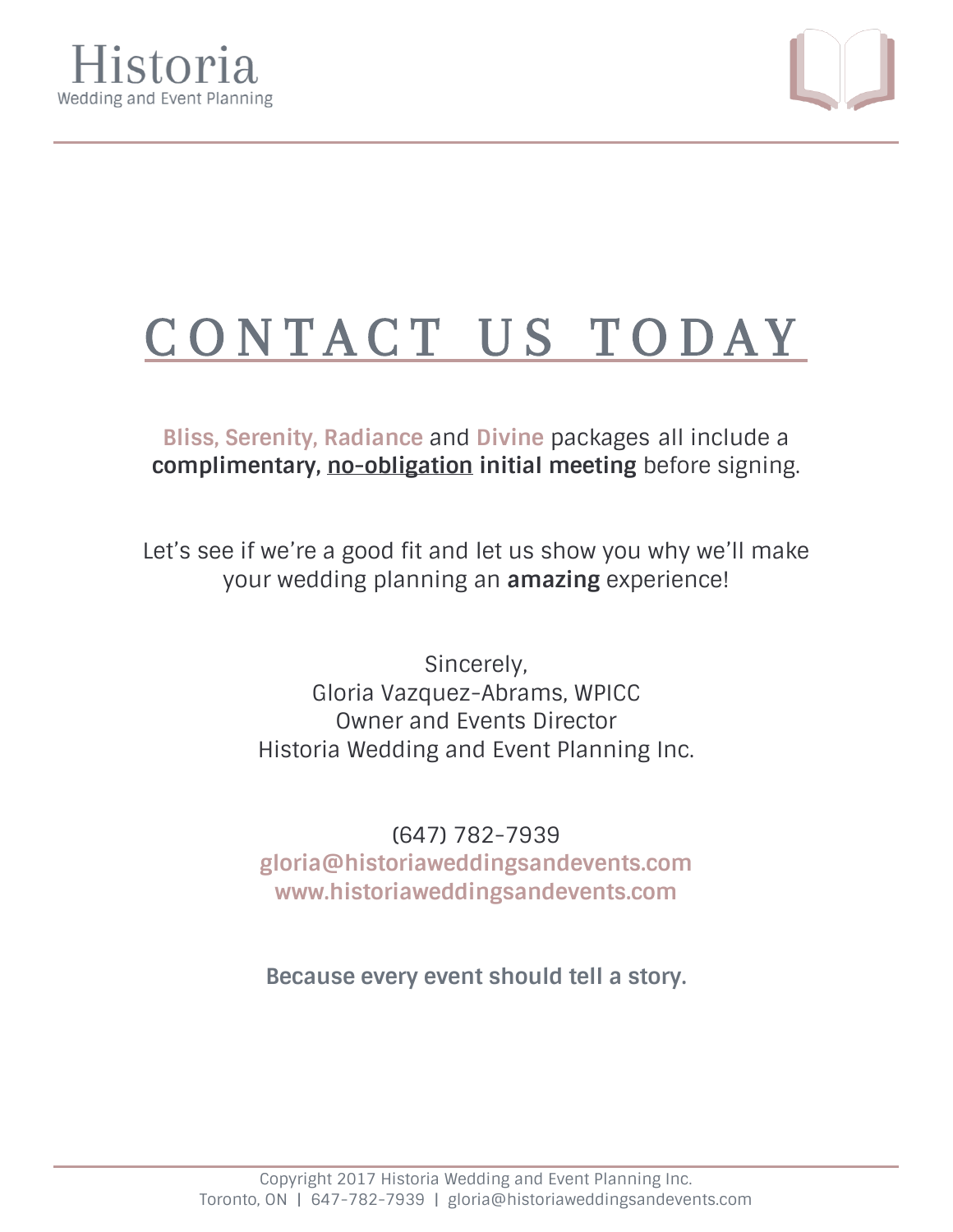Historia
Wedding and Event Planning

# CONTACT US TODAY

**Bliss, Serenity, Radiance** and **Divine** packages all include a **complimentary, no-obligation initial meeting** before signing.

Let's see if we're a good fit and let us show you why we'll make your wedding planning an **amazing** experience!

Sincerely,
Gloria Vazquez-Abrams, WPICC
Owner and Events Director
Historia Wedding and Event Planning Inc.

(647) 782-7939
**gloria@historiaweddingsandevents.com**
**www.historiaweddingsandevents.com**

**Because every event should tell a story.**